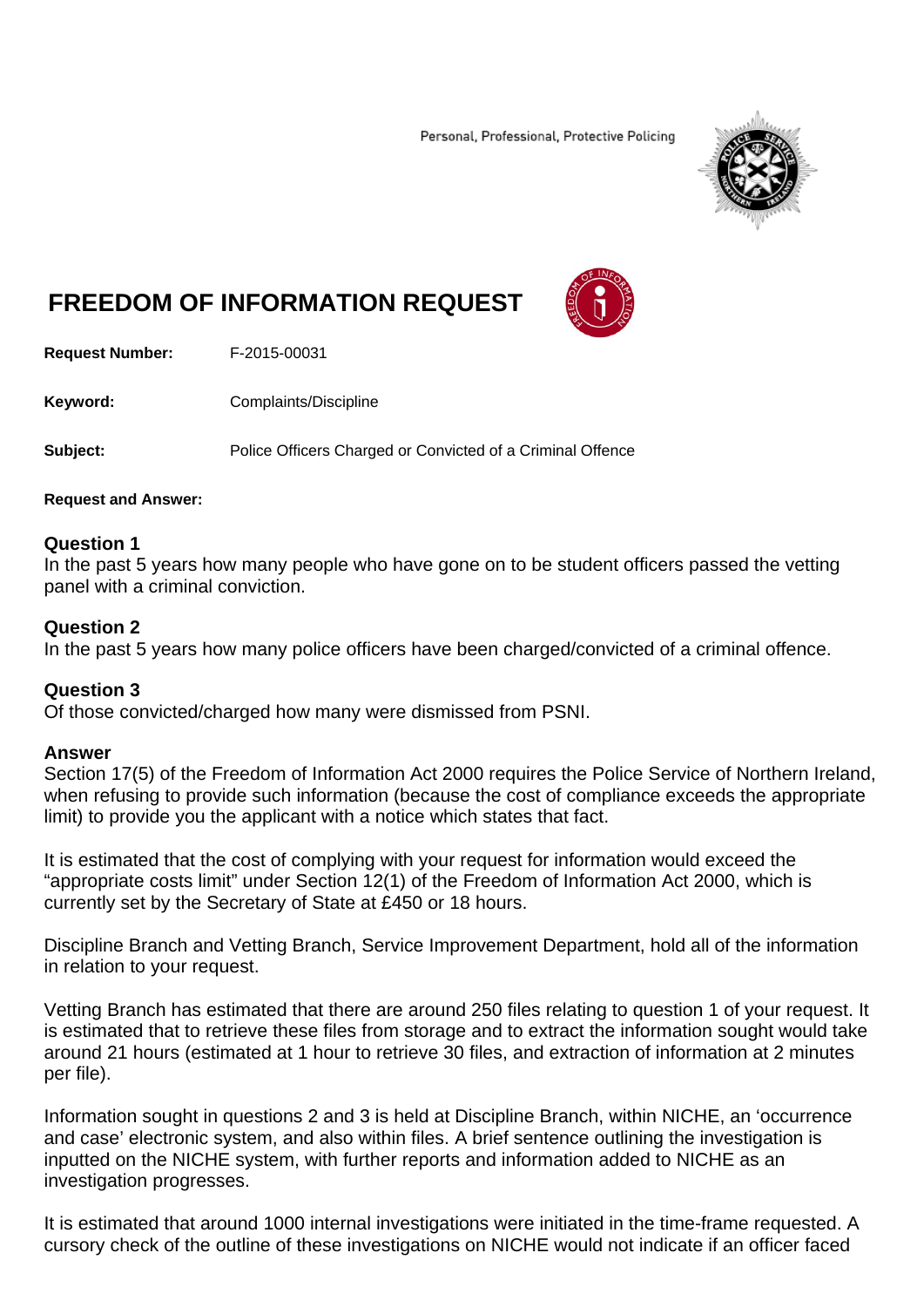Personal, Professional, Protective Policing

# FREEDOM OF INFORMATION REQUEST

**Request Number:** F-2015-00031

**Keyword:** Complaints/Discipline

**Subject:** Police Officers Charged or Convicted of a Criminal Offence

**Request and Answer:**

**Question 1**
In the past 5 years how many people who have gone on to be student officers passed the vetting panel with a criminal conviction.

**Question 2**
In the past 5 years how many police officers have been charged/convicted of a criminal offence.

**Question 3**
Of those convicted/charged how many were dismissed from PSNI.

**Answer**
Section 17(5) of the Freedom of Information Act 2000 requires the Police Service of Northern Ireland, when refusing to provide such information (because the cost of compliance exceeds the appropriate limit) to provide you the applicant with a notice which states that fact.

It is estimated that the cost of complying with your request for information would exceed the "appropriate costs limit" under Section 12(1) of the Freedom of Information Act 2000, which is currently set by the Secretary of State at £450 or 18 hours.

Discipline Branch and Vetting Branch, Service Improvement Department, hold all of the information in relation to your request.

Vetting Branch has estimated that there are around 250 files relating to question 1 of your request. It is estimated that to retrieve these files from storage and to extract the information sought would take around 21 hours (estimated at 1 hour to retrieve 30 files, and extraction of information at 2 minutes per file).

Information sought in questions 2 and 3 is held at Discipline Branch, within NICHE, an 'occurrence and case' electronic system, and also within files. A brief sentence outlining the investigation is inputted on the NICHE system, with further reports and information added to NICHE as an investigation progresses.

It is estimated that around 1000 internal investigations were initiated in the time-frame requested. A cursory check of the outline of these investigations on NICHE would not indicate if an officer faced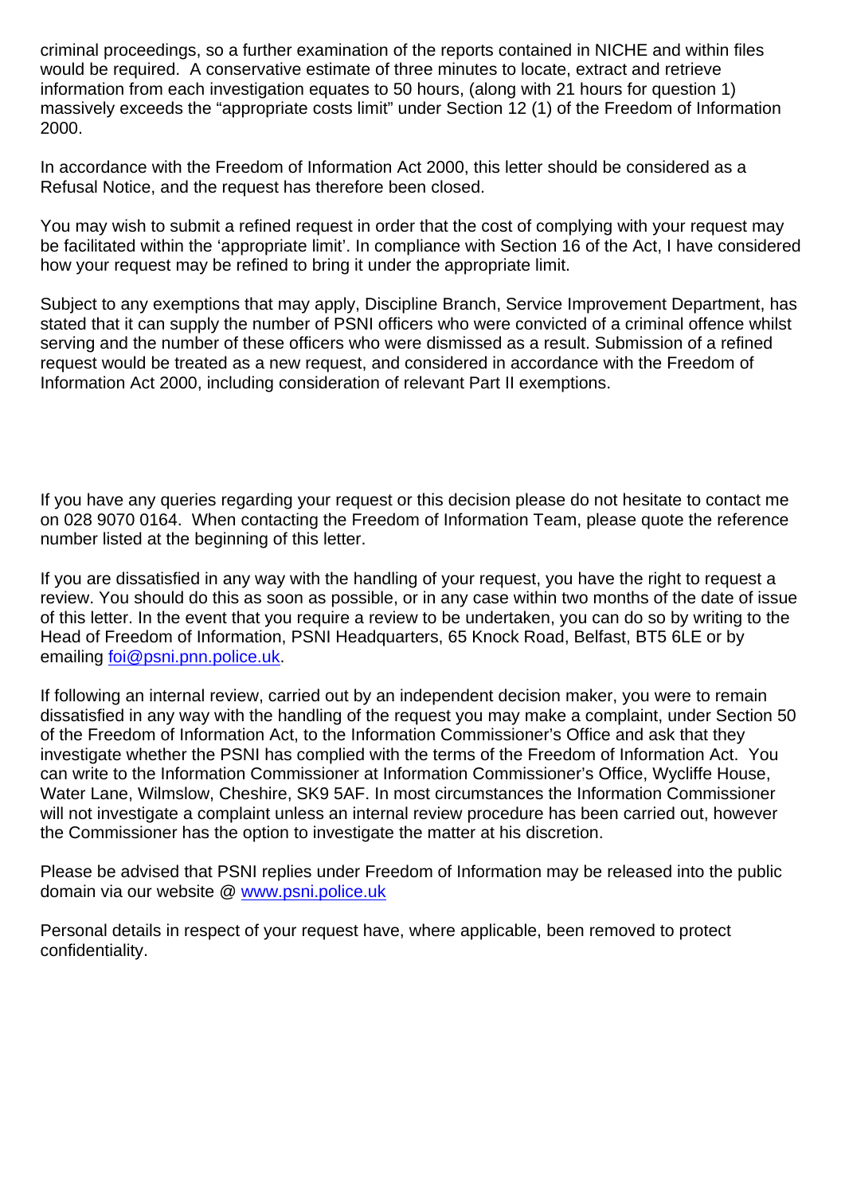criminal proceedings, so a further examination of the reports contained in NICHE and within files would be required. A conservative estimate of three minutes to locate, extract and retrieve information from each investigation equates to 50 hours, (along with 21 hours for question 1) massively exceeds the "appropriate costs limit" under Section 12 (1) of the Freedom of Information 2000.

In accordance with the Freedom of Information Act 2000, this letter should be considered as a Refusal Notice, and the request has therefore been closed.

You may wish to submit a refined request in order that the cost of complying with your request may be facilitated within the 'appropriate limit'. In compliance with Section 16 of the Act, I have considered how your request may be refined to bring it under the appropriate limit.

Subject to any exemptions that may apply, Discipline Branch, Service Improvement Department, has stated that it can supply the number of PSNI officers who were convicted of a criminal offence whilst serving and the number of these officers who were dismissed as a result. Submission of a refined request would be treated as a new request, and considered in accordance with the Freedom of Information Act 2000, including consideration of relevant Part II exemptions.

If you have any queries regarding your request or this decision please do not hesitate to contact me on 028 9070 0164. When contacting the Freedom of Information Team, please quote the reference number listed at the beginning of this letter.

If you are dissatisfied in any way with the handling of your request, you have the right to request a review. You should do this as soon as possible, or in any case within two months of the date of issue of this letter. In the event that you require a review to be undertaken, you can do so by writing to the Head of Freedom of Information, PSNI Headquarters, 65 Knock Road, Belfast, BT5 6LE or by emailing [foi@psni.pnn.police.uk](mailto:foi@psni.pnn.police.uk).

If following an internal review, carried out by an independent decision maker, you were to remain dissatisfied in any way with the handling of the request you may make a complaint, under Section 50 of the Freedom of Information Act, to the Information Commissioner's Office and ask that they investigate whether the PSNI has complied with the terms of the Freedom of Information Act. You can write to the Information Commissioner at Information Commissioner's Office, Wycliffe House, Water Lane, Wilmslow, Cheshire, SK9 5AF. In most circumstances the Information Commissioner will not investigate a complaint unless an internal review procedure has been carried out, however the Commissioner has the option to investigate the matter at his discretion.

Please be advised that PSNI replies under Freedom of Information may be released into the public domain via our website @ [www.psni.police.uk](http://www.psni.police.uk)

Personal details in respect of your request have, where applicable, been removed to protect confidentiality.